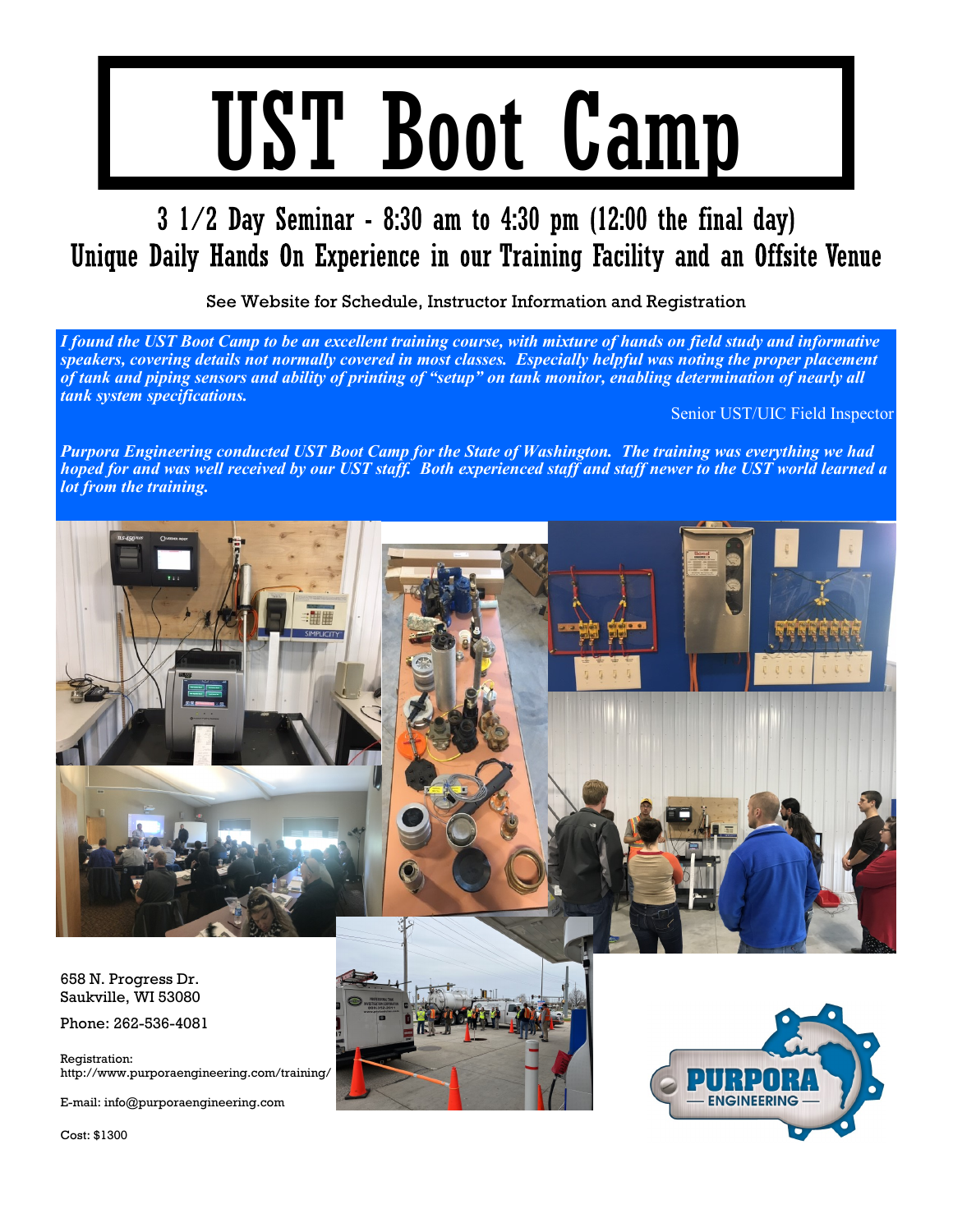# UST Boot Camp

## 3 1/2 Day Seminar - 8:30 am to 4:30 pm (12:00 the final day)

## Unique Daily Hands On Experience in our Training Facility and an Offsite Venue

See Website for Schedule, Instructor Information and Registration

***I found the UST Boot Camp to be an excellent training course, with mixture of hands on field study and informative speakers, covering details not normally covered in most classes. Especially helpful was noting the proper placement of tank and piping sensors and ability of printing of "setup" on tank monitor, enabling determination of nearly all tank system specifications.***

Senior UST/UIC Field Inspector

***Purpora Engineering conducted UST Boot Camp for the State of Washington. The training was everything we had hoped for and was well received by our UST staff. Both experienced staff and staff newer to the UST world learned a lot from the training.***

658 N. Progress Dr.
Saukville, WI 53080

Phone: 262-536-4081

Registration:
http://www.purporaengineering.com/training/

E-mail: info@purporaengineering.com

Cost: $1300

PURPORA ENGINEERING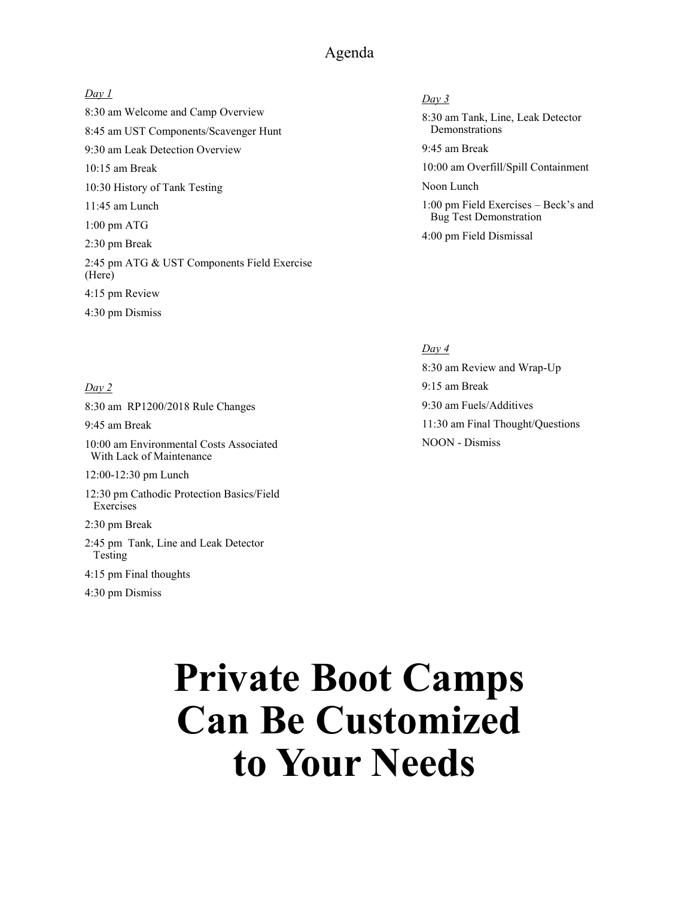# Agenda

*Day 1*

8:30 am Welcome and Camp Overview

8:45 am UST Components/Scavenger Hunt

9:30 am Leak Detection Overview

10:15 am Break

10:30 History of Tank Testing

11:45 am Lunch

1:00 pm ATG

2:30 pm Break

2:45 pm ATG & UST Components Field Exercise (Here)

4:15 pm Review

4:30 pm Dismiss

*Day 2*

8:30 am RP1200/2018 Rule Changes

9:45 am Break

10:00 am Environmental Costs Associated With Lack of Maintenance

12:00-12:30 pm Lunch

12:30 pm Cathodic Protection Basics/Field Exercises

2:30 pm Break

2:45 pm Tank, Line and Leak Detector Testing

4:15 pm Final thoughts

4:30 pm Dismiss

*Day 3*

8:30 am Tank, Line, Leak Detector Demonstrations

9:45 am Break

10:00 am Overfill/Spill Containment

Noon Lunch

1:00 pm Field Exercises – Beck's and Bug Test Demonstration

4:00 pm Field Dismissal

*Day 4*

8:30 am Review and Wrap-Up

9:15 am Break

9:30 am Fuels/Additives

11:30 am Final Thought/Questions

NOON - Dismiss

# Private Boot Camps Can Be Customized to Your Needs